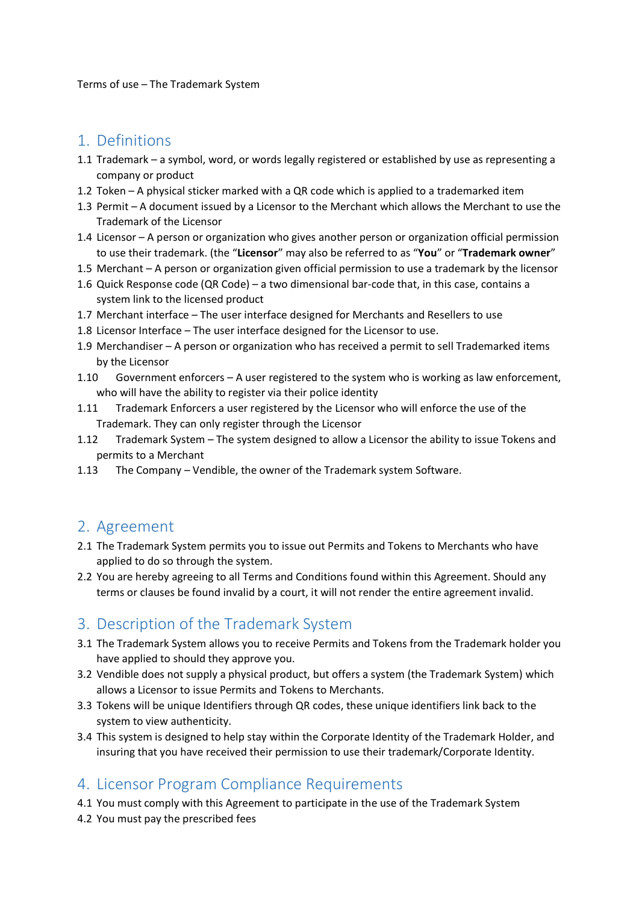Terms of use – The Trademark System

## 1. Definitions

1.1 Trademark – a symbol, word, or words legally registered or established by use as representing a company or product

1.2 Token – A physical sticker marked with a QR code which is applied to a trademarked item

1.3 Permit – A document issued by a Licensor to the Merchant which allows the Merchant to use the Trademark of the Licensor

1.4 Licensor – A person or organization who gives another person or organization official permission to use their trademark. (the "**Licensor**" may also be referred to as "**You**" or "**Trademark owner**"

1.5 Merchant – A person or organization given official permission to use a trademark by the licensor

1.6 Quick Response code (QR Code) – a two dimensional bar-code that, in this case, contains a system link to the licensed product

1.7 Merchant interface – The user interface designed for Merchants and Resellers to use

1.8 Licensor Interface – The user interface designed for the Licensor to use.

1.9 Merchandiser – A person or organization who has received a permit to sell Trademarked items by the Licensor

1.10 Government enforcers – A user registered to the system who is working as law enforcement, who will have the ability to register via their police identity

1.11 Trademark Enforcers a user registered by the Licensor who will enforce the use of the Trademark. They can only register through the Licensor

1.12 Trademark System – The system designed to allow a Licensor the ability to issue Tokens and permits to a Merchant

1.13 The Company – Vendible, the owner of the Trademark system Software.

## 2. Agreement

2.1 The Trademark System permits you to issue out Permits and Tokens to Merchants who have applied to do so through the system.

2.2 You are hereby agreeing to all Terms and Conditions found within this Agreement. Should any terms or clauses be found invalid by a court, it will not render the entire agreement invalid.

## 3. Description of the Trademark System

3.1 The Trademark System allows you to receive Permits and Tokens from the Trademark holder you have applied to should they approve you.

3.2 Vendible does not supply a physical product, but offers a system (the Trademark System) which allows a Licensor to issue Permits and Tokens to Merchants.

3.3 Tokens will be unique Identifiers through QR codes, these unique identifiers link back to the system to view authenticity.

3.4 This system is designed to help stay within the Corporate Identity of the Trademark Holder, and insuring that you have received their permission to use their trademark/Corporate Identity.

## 4. Licensor Program Compliance Requirements

4.1 You must comply with this Agreement to participate in the use of the Trademark System

4.2 You must pay the prescribed fees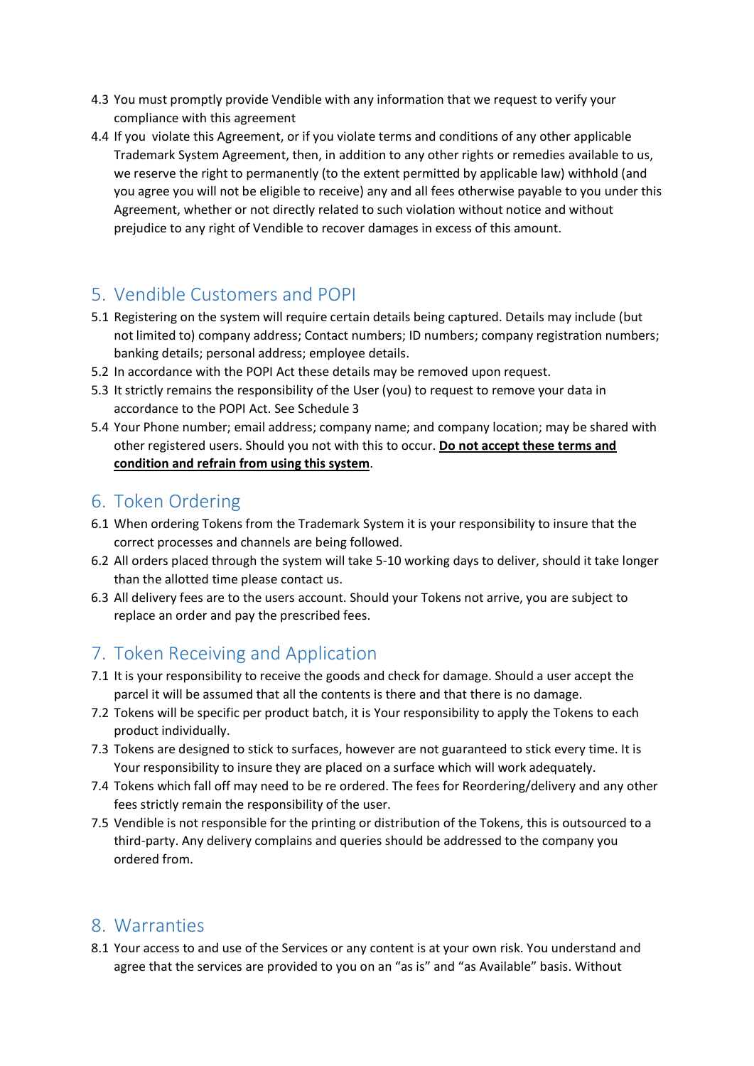4.3 You must promptly provide Vendible with any information that we request to verify your compliance with this agreement

4.4 If you violate this Agreement, or if you violate terms and conditions of any other applicable Trademark System Agreement, then, in addition to any other rights or remedies available to us, we reserve the right to permanently (to the extent permitted by applicable law) withhold (and you agree you will not be eligible to receive) any and all fees otherwise payable to you under this Agreement, whether or not directly related to such violation without notice and without prejudice to any right of Vendible to recover damages in excess of this amount.

## 5. Vendible Customers and POPI

5.1 Registering on the system will require certain details being captured. Details may include (but not limited to) company address; Contact numbers; ID numbers; company registration numbers; banking details; personal address; employee details.

5.2 In accordance with the POPI Act these details may be removed upon request.

5.3 It strictly remains the responsibility of the User (you) to request to remove your data in accordance to the POPI Act. See Schedule 3

5.4 Your Phone number; email address; company name; and company location; may be shared with other registered users. Should you not with this to occur. **<u>Do not accept these terms and condition and refrain from using this system</u>**.

## 6. Token Ordering

6.1 When ordering Tokens from the Trademark System it is your responsibility to insure that the correct processes and channels are being followed.

6.2 All orders placed through the system will take 5-10 working days to deliver, should it take longer than the allotted time please contact us.

6.3 All delivery fees are to the users account. Should your Tokens not arrive, you are subject to replace an order and pay the prescribed fees.

## 7. Token Receiving and Application

7.1 It is your responsibility to receive the goods and check for damage. Should a user accept the parcel it will be assumed that all the contents is there and that there is no damage.

7.2 Tokens will be specific per product batch, it is Your responsibility to apply the Tokens to each product individually.

7.3 Tokens are designed to stick to surfaces, however are not guaranteed to stick every time. It is Your responsibility to insure they are placed on a surface which will work adequately.

7.4 Tokens which fall off may need to be re ordered. The fees for Reordering/delivery and any other fees strictly remain the responsibility of the user.

7.5 Vendible is not responsible for the printing or distribution of the Tokens, this is outsourced to a third-party. Any delivery complains and queries should be addressed to the company you ordered from.

## 8. Warranties

8.1 Your access to and use of the Services or any content is at your own risk. You understand and agree that the services are provided to you on an "as is" and "as Available" basis. Without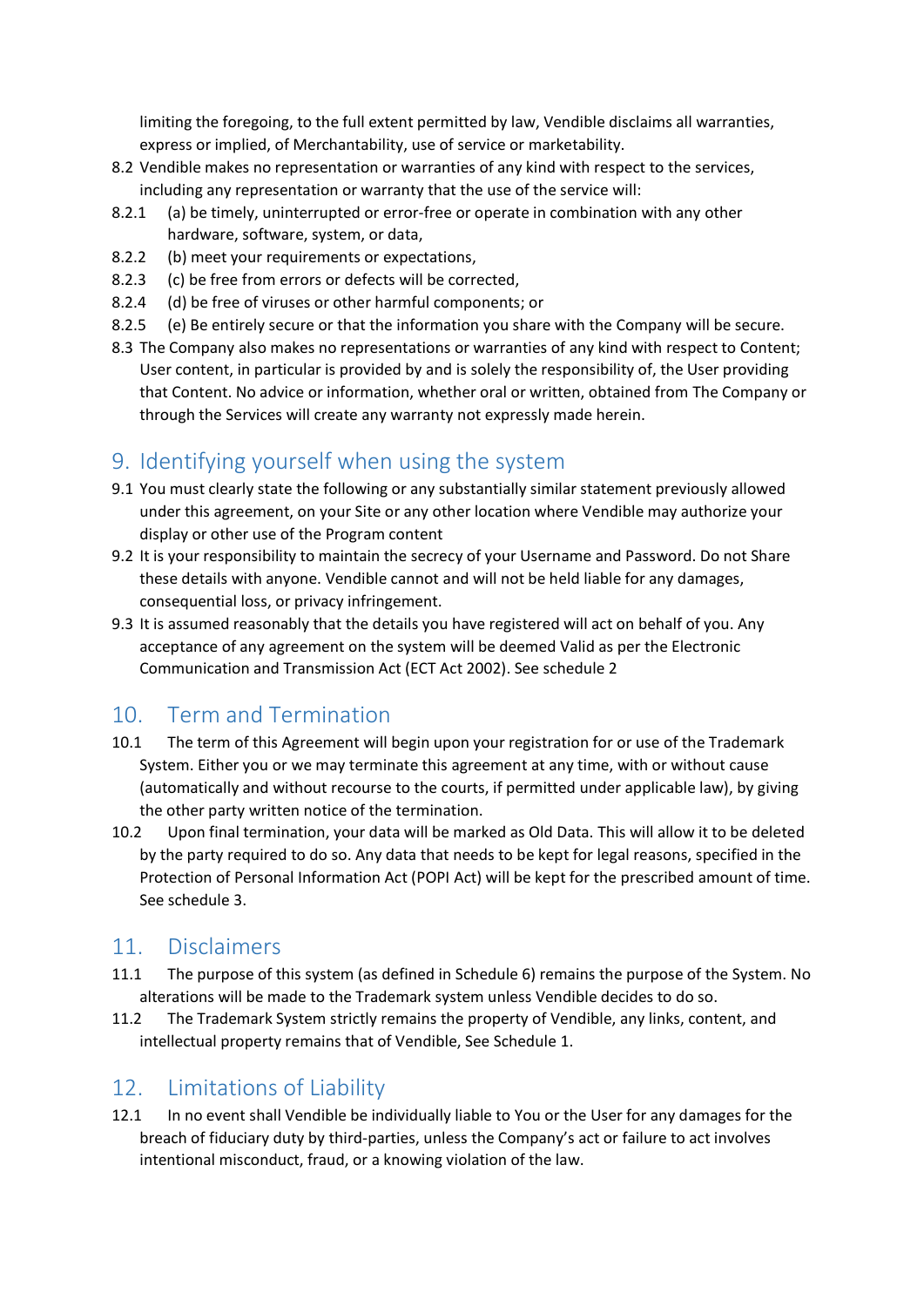limiting the foregoing, to the full extent permitted by law, Vendible disclaims all warranties, express or implied, of Merchantability, use of service or marketability.

8.2 Vendible makes no representation or warranties of any kind with respect to the services, including any representation or warranty that the use of the service will:

8.2.1 (a) be timely, uninterrupted or error-free or operate in combination with any other hardware, software, system, or data,

8.2.2 (b) meet your requirements or expectations,

8.2.3 (c) be free from errors or defects will be corrected,

8.2.4 (d) be free of viruses or other harmful components; or

8.2.5 (e) Be entirely secure or that the information you share with the Company will be secure.

8.3 The Company also makes no representations or warranties of any kind with respect to Content; User content, in particular is provided by and is solely the responsibility of, the User providing that Content. No advice or information, whether oral or written, obtained from The Company or through the Services will create any warranty not expressly made herein.

## 9. Identifying yourself when using the system

9.1 You must clearly state the following or any substantially similar statement previously allowed under this agreement, on your Site or any other location where Vendible may authorize your display or other use of the Program content

9.2 It is your responsibility to maintain the secrecy of your Username and Password. Do not Share these details with anyone. Vendible cannot and will not be held liable for any damages, consequential loss, or privacy infringement.

9.3 It is assumed reasonably that the details you have registered will act on behalf of you. Any acceptance of any agreement on the system will be deemed Valid as per the Electronic Communication and Transmission Act (ECT Act 2002). See schedule 2

## 10. Term and Termination

10.1 The term of this Agreement will begin upon your registration for or use of the Trademark System. Either you or we may terminate this agreement at any time, with or without cause (automatically and without recourse to the courts, if permitted under applicable law), by giving the other party written notice of the termination.

10.2 Upon final termination, your data will be marked as Old Data. This will allow it to be deleted by the party required to do so. Any data that needs to be kept for legal reasons, specified in the Protection of Personal Information Act (POPI Act) will be kept for the prescribed amount of time. See schedule 3.

## 11. Disclaimers

11.1 The purpose of this system (as defined in Schedule 6) remains the purpose of the System. No alterations will be made to the Trademark system unless Vendible decides to do so.

11.2 The Trademark System strictly remains the property of Vendible, any links, content, and intellectual property remains that of Vendible, See Schedule 1.

## 12. Limitations of Liability

12.1 In no event shall Vendible be individually liable to You or the User for any damages for the breach of fiduciary duty by third-parties, unless the Company's act or failure to act involves intentional misconduct, fraud, or a knowing violation of the law.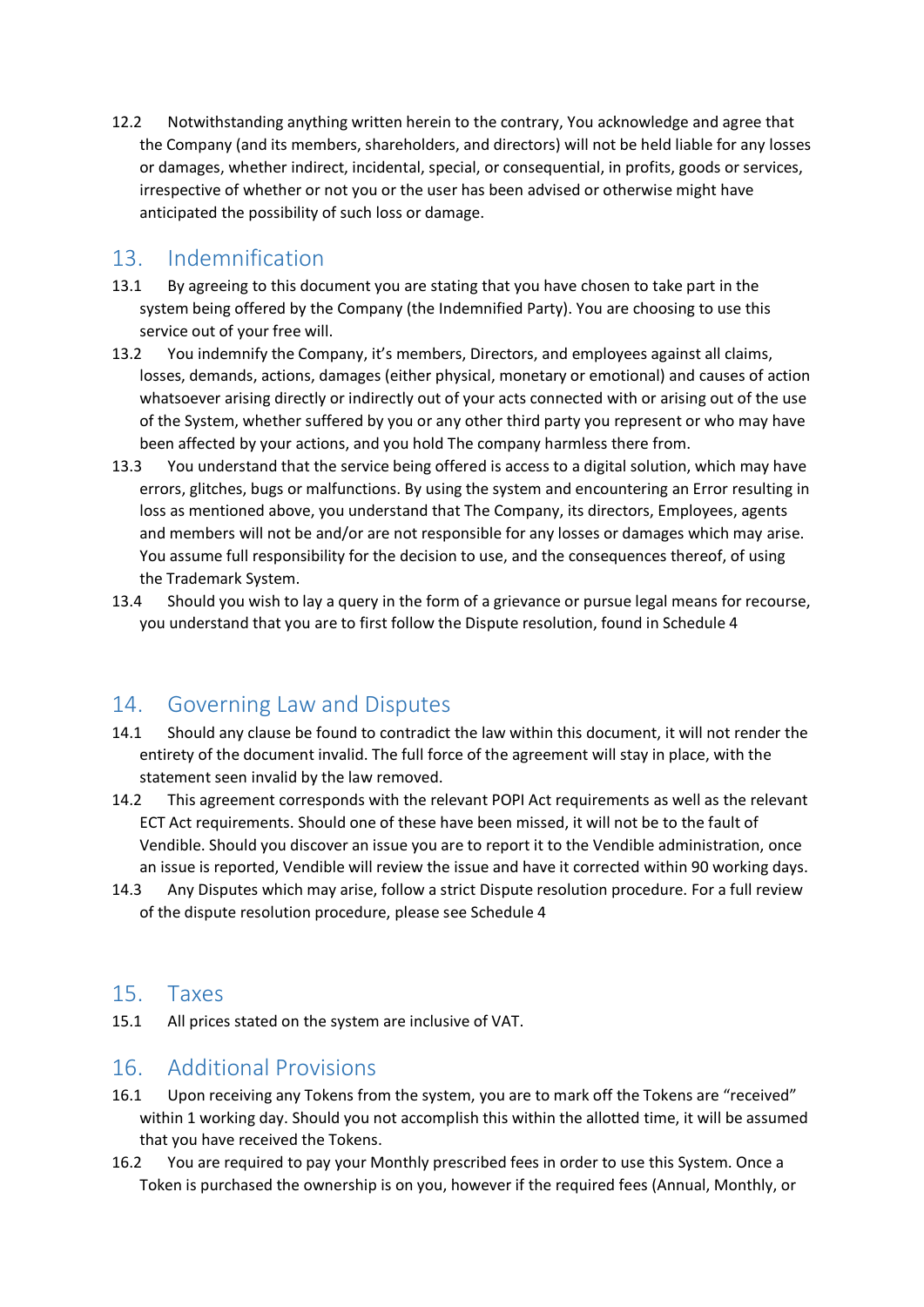12.2 Notwithstanding anything written herein to the contrary, You acknowledge and agree that the Company (and its members, shareholders, and directors) will not be held liable for any losses or damages, whether indirect, incidental, special, or consequential, in profits, goods or services, irrespective of whether or not you or the user has been advised or otherwise might have anticipated the possibility of such loss or damage.

## 13. Indemnification

13.1 By agreeing to this document you are stating that you have chosen to take part in the system being offered by the Company (the Indemnified Party). You are choosing to use this service out of your free will.

13.2 You indemnify the Company, it's members, Directors, and employees against all claims, losses, demands, actions, damages (either physical, monetary or emotional) and causes of action whatsoever arising directly or indirectly out of your acts connected with or arising out of the use of the System, whether suffered by you or any other third party you represent or who may have been affected by your actions, and you hold The company harmless there from.

13.3 You understand that the service being offered is access to a digital solution, which may have errors, glitches, bugs or malfunctions. By using the system and encountering an Error resulting in loss as mentioned above, you understand that The Company, its directors, Employees, agents and members will not be and/or are not responsible for any losses or damages which may arise. You assume full responsibility for the decision to use, and the consequences thereof, of using the Trademark System.

13.4 Should you wish to lay a query in the form of a grievance or pursue legal means for recourse, you understand that you are to first follow the Dispute resolution, found in Schedule 4

## 14. Governing Law and Disputes

14.1 Should any clause be found to contradict the law within this document, it will not render the entirety of the document invalid. The full force of the agreement will stay in place, with the statement seen invalid by the law removed.

14.2 This agreement corresponds with the relevant POPI Act requirements as well as the relevant ECT Act requirements. Should one of these have been missed, it will not be to the fault of Vendible. Should you discover an issue you are to report it to the Vendible administration, once an issue is reported, Vendible will review the issue and have it corrected within 90 working days.

14.3 Any Disputes which may arise, follow a strict Dispute resolution procedure. For a full review of the dispute resolution procedure, please see Schedule 4

## 15. Taxes

15.1 All prices stated on the system are inclusive of VAT.

## 16. Additional Provisions

16.1 Upon receiving any Tokens from the system, you are to mark off the Tokens are "received" within 1 working day. Should you not accomplish this within the allotted time, it will be assumed that you have received the Tokens.

16.2 You are required to pay your Monthly prescribed fees in order to use this System. Once a Token is purchased the ownership is on you, however if the required fees (Annual, Monthly, or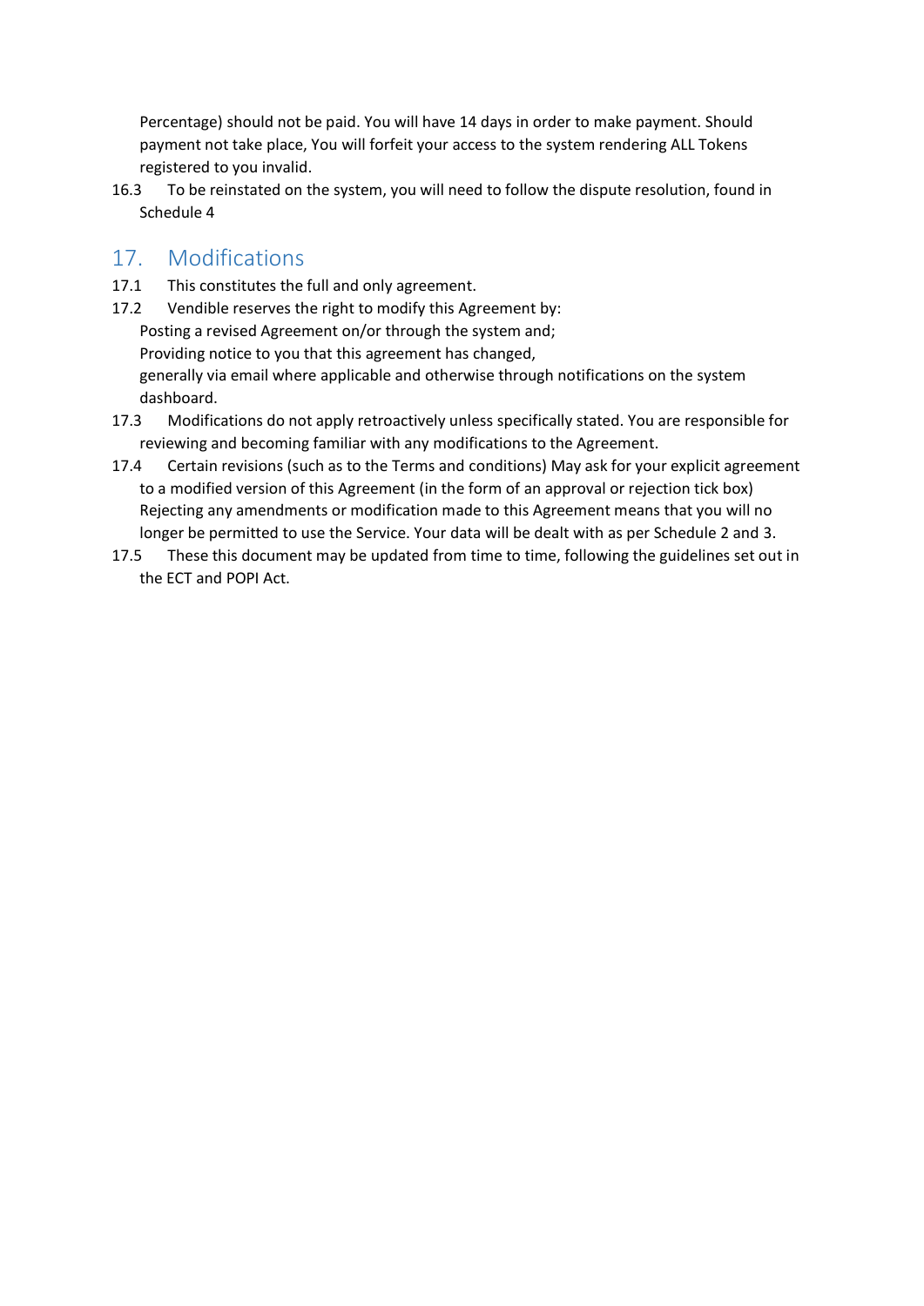Percentage) should not be paid. You will have 14 days in order to make payment. Should payment not take place, You will forfeit your access to the system rendering ALL Tokens registered to you invalid.

16.3 To be reinstated on the system, you will need to follow the dispute resolution, found in Schedule 4

## 17. Modifications

17.1 This constitutes the full and only agreement.

17.2 Vendible reserves the right to modify this Agreement by:
Posting a revised Agreement on/or through the system and;
Providing notice to you that this agreement has changed,
generally via email where applicable and otherwise through notifications on the system dashboard.

17.3 Modifications do not apply retroactively unless specifically stated. You are responsible for reviewing and becoming familiar with any modifications to the Agreement.

17.4 Certain revisions (such as to the Terms and conditions) May ask for your explicit agreement to a modified version of this Agreement (in the form of an approval or rejection tick box) Rejecting any amendments or modification made to this Agreement means that you will no longer be permitted to use the Service. Your data will be dealt with as per Schedule 2 and 3.

17.5 These this document may be updated from time to time, following the guidelines set out in the ECT and POPI Act.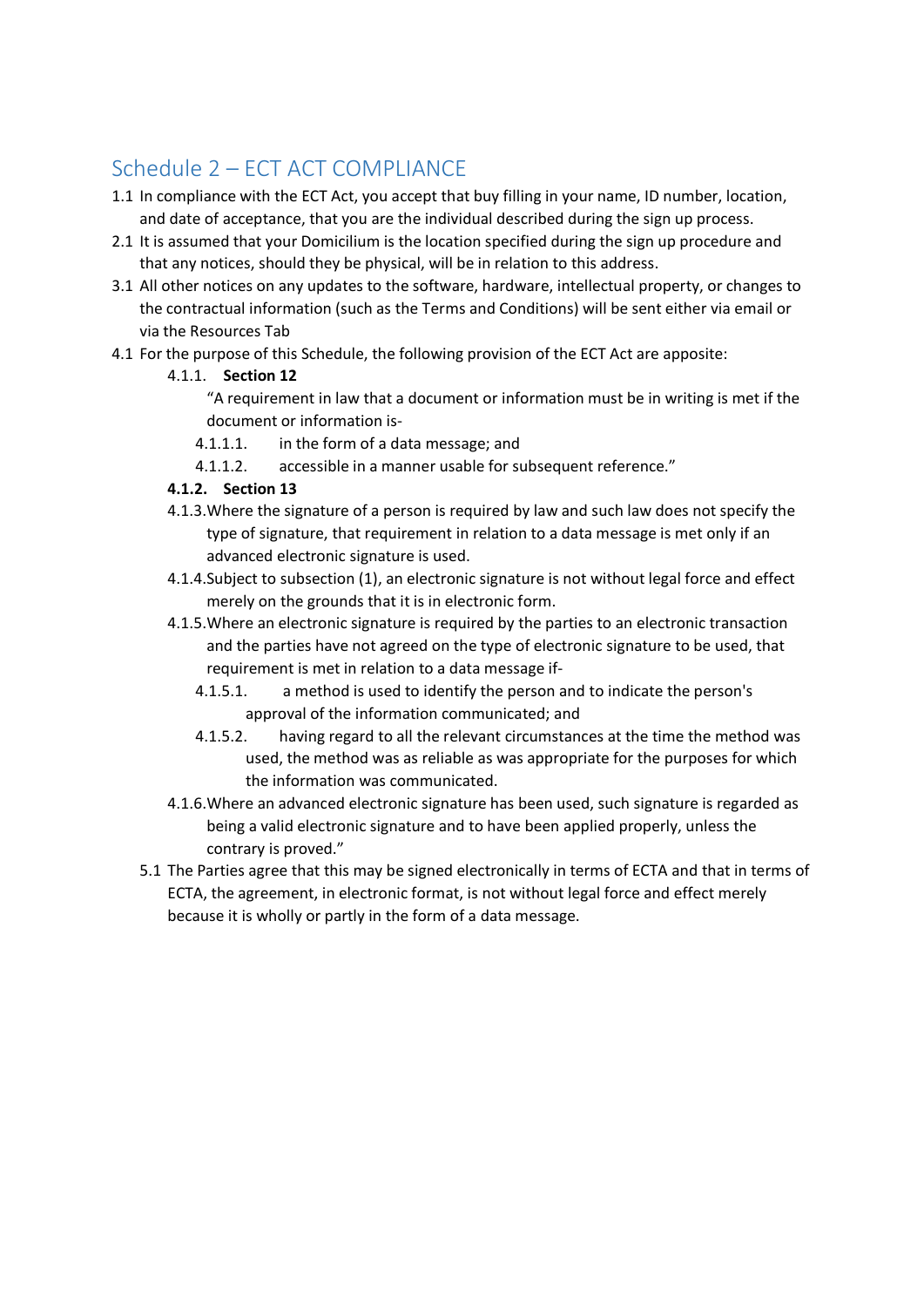## Schedule 2 – ECT ACT COMPLIANCE

1.1 In compliance with the ECT Act, you accept that buy filling in your name, ID number, location, and date of acceptance, that you are the individual described during the sign up process.

2.1 It is assumed that your Domicilium is the location specified during the sign up procedure and that any notices, should they be physical, will be in relation to this address.

3.1 All other notices on any updates to the software, hardware, intellectual property, or changes to the contractual information (such as the Terms and Conditions) will be sent either via email or via the Resources Tab

4.1 For the purpose of this Schedule, the following provision of the ECT Act are apposite:

4.1.1. **Section 12**

"A requirement in law that a document or information must be in writing is met if the document or information is-

4.1.1.1. in the form of a data message; and

4.1.1.2. accessible in a manner usable for subsequent reference."

**4.1.2. Section 13**

4.1.3. Where the signature of a person is required by law and such law does not specify the type of signature, that requirement in relation to a data message is met only if an advanced electronic signature is used.

4.1.4. Subject to subsection (1), an electronic signature is not without legal force and effect merely on the grounds that it is in electronic form.

4.1.5. Where an electronic signature is required by the parties to an electronic transaction and the parties have not agreed on the type of electronic signature to be used, that requirement is met in relation to a data message if-

4.1.5.1. a method is used to identify the person and to indicate the person's approval of the information communicated; and

4.1.5.2. having regard to all the relevant circumstances at the time the method was used, the method was as reliable as was appropriate for the purposes for which the information was communicated.

4.1.6. Where an advanced electronic signature has been used, such signature is regarded as being a valid electronic signature and to have been applied properly, unless the contrary is proved."

5.1 The Parties agree that this may be signed electronically in terms of ECTA and that in terms of ECTA, the agreement, in electronic format, is not without legal force and effect merely because it is wholly or partly in the form of a data message.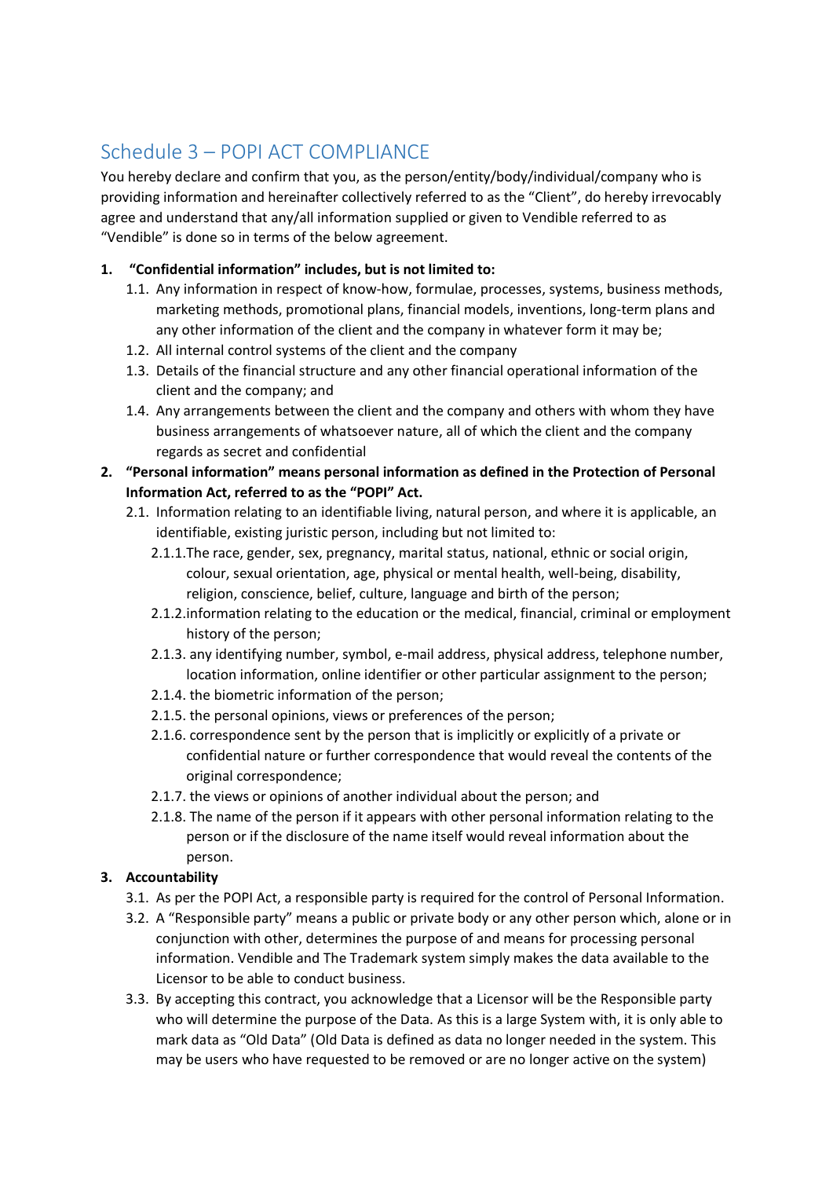## Schedule 3 – POPI ACT COMPLIANCE

You hereby declare and confirm that you, as the person/entity/body/individual/company who is providing information and hereinafter collectively referred to as the "Client", do hereby irrevocably agree and understand that any/all information supplied or given to Vendible referred to as "Vendible" is done so in terms of the below agreement.

1. **"Confidential information" includes, but is not limited to:**
   1.1. Any information in respect of know-how, formulae, processes, systems, business methods, marketing methods, promotional plans, financial models, inventions, long-term plans and any other information of the client and the company in whatever form it may be;
   1.2. All internal control systems of the client and the company
   1.3. Details of the financial structure and any other financial operational information of the client and the company; and
   1.4. Any arrangements between the client and the company and others with whom they have business arrangements of whatsoever nature, all of which the client and the company regards as secret and confidential
2. **"Personal information" means personal information as defined in the Protection of Personal Information Act, referred to as the "POPI" Act.**
   2.1. Information relating to an identifiable living, natural person, and where it is applicable, an identifiable, existing juristic person, including but not limited to:
      2.1.1. The race, gender, sex, pregnancy, marital status, national, ethnic or social origin, colour, sexual orientation, age, physical or mental health, well-being, disability, religion, conscience, belief, culture, language and birth of the person;
      2.1.2. information relating to the education or the medical, financial, criminal or employment history of the person;
      2.1.3. any identifying number, symbol, e-mail address, physical address, telephone number, location information, online identifier or other particular assignment to the person;
      2.1.4. the biometric information of the person;
      2.1.5. the personal opinions, views or preferences of the person;
      2.1.6. correspondence sent by the person that is implicitly or explicitly of a private or confidential nature or further correspondence that would reveal the contents of the original correspondence;
      2.1.7. the views or opinions of another individual about the person; and
      2.1.8. The name of the person if it appears with other personal information relating to the person or if the disclosure of the name itself would reveal information about the person.
3. **Accountability**
   3.1. As per the POPI Act, a responsible party is required for the control of Personal Information.
   3.2. A "Responsible party" means a public or private body or any other person which, alone or in conjunction with other, determines the purpose of and means for processing personal information. Vendible and The Trademark system simply makes the data available to the Licensor to be able to conduct business.
   3.3. By accepting this contract, you acknowledge that a Licensor will be the Responsible party who will determine the purpose of the Data. As this is a large System with, it is only able to mark data as "Old Data" (Old Data is defined as data no longer needed in the system. This may be users who have requested to be removed or are no longer active on the system)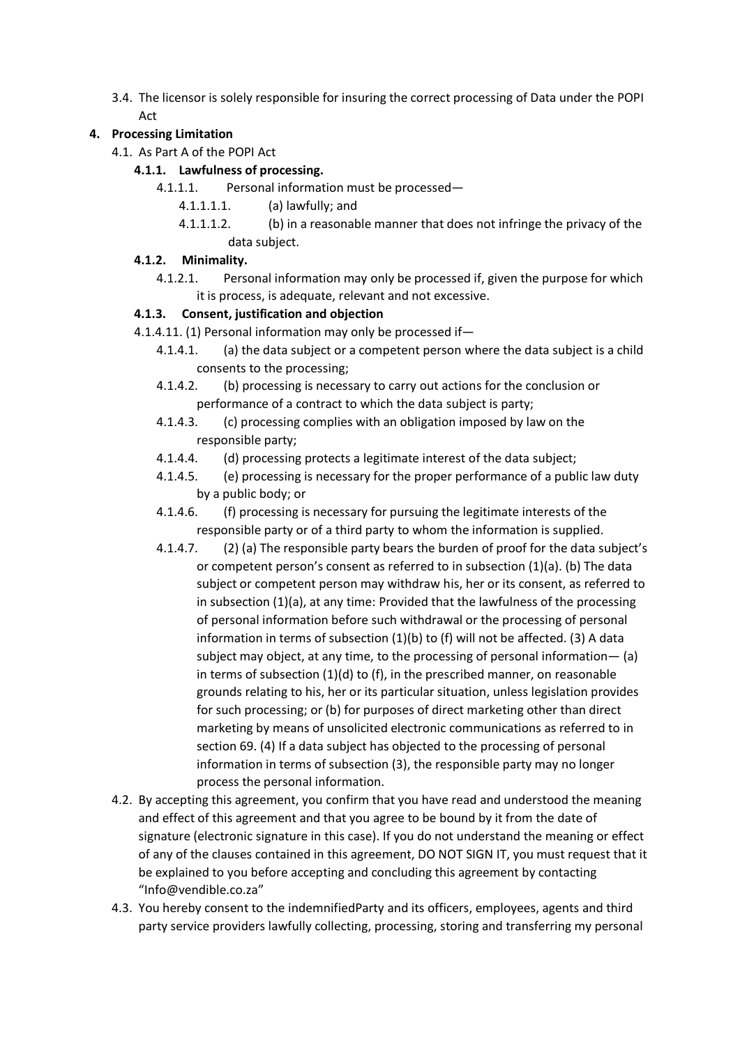3.4. The licensor is solely responsible for insuring the correct processing of Data under the POPI Act

**4. Processing Limitation**

4.1. As Part A of the POPI Act

**4.1.1. Lawfulness of processing.**

4.1.1.1. Personal information must be processed—

4.1.1.1.1. (a) lawfully; and

4.1.1.1.2. (b) in a reasonable manner that does not infringe the privacy of the data subject.

**4.1.2. Minimality.**

4.1.2.1. Personal information may only be processed if, given the purpose for which it is process, is adequate, relevant and not excessive.

**4.1.3. Consent, justification and objection**

4.1.4.11. (1) Personal information may only be processed if—

4.1.4.1. (a) the data subject or a competent person where the data subject is a child consents to the processing;

4.1.4.2. (b) processing is necessary to carry out actions for the conclusion or performance of a contract to which the data subject is party;

4.1.4.3. (c) processing complies with an obligation imposed by law on the responsible party;

4.1.4.4. (d) processing protects a legitimate interest of the data subject;

4.1.4.5. (e) processing is necessary for the proper performance of a public law duty by a public body; or

4.1.4.6. (f) processing is necessary for pursuing the legitimate interests of the responsible party or of a third party to whom the information is supplied.

4.1.4.7. (2) (a) The responsible party bears the burden of proof for the data subject's or competent person's consent as referred to in subsection (1)(a). (b) The data subject or competent person may withdraw his, her or its consent, as referred to in subsection (1)(a), at any time: Provided that the lawfulness of the processing of personal information before such withdrawal or the processing of personal information in terms of subsection (1)(b) to (f) will not be affected. (3) A data subject may object, at any time, to the processing of personal information— (a) in terms of subsection (1)(d) to (f), in the prescribed manner, on reasonable grounds relating to his, her or its particular situation, unless legislation provides for such processing; or (b) for purposes of direct marketing other than direct marketing by means of unsolicited electronic communications as referred to in section 69. (4) If a data subject has objected to the processing of personal information in terms of subsection (3), the responsible party may no longer process the personal information.

4.2. By accepting this agreement, you confirm that you have read and understood the meaning and effect of this agreement and that you agree to be bound by it from the date of signature (electronic signature in this case). If you do not understand the meaning or effect of any of the clauses contained in this agreement, DO NOT SIGN IT, you must request that it be explained to you before accepting and concluding this agreement by contacting "Info@vendible.co.za"

4.3. You hereby consent to the indemnifiedParty and its officers, employees, agents and third party service providers lawfully collecting, processing, storing and transferring my personal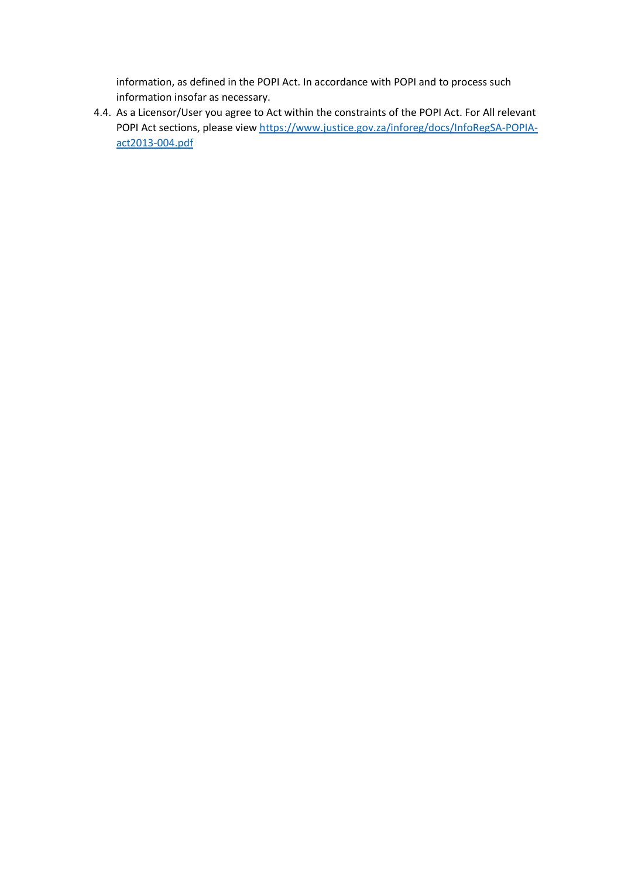information, as defined in the POPI Act. In accordance with POPI and to process such information insofar as necessary.

4.4. As a Licensor/User you agree to Act within the constraints of the POPI Act. For All relevant POPI Act sections, please view https://www.justice.gov.za/inforeg/docs/InfoRegSA-POPIA-act2013-004.pdf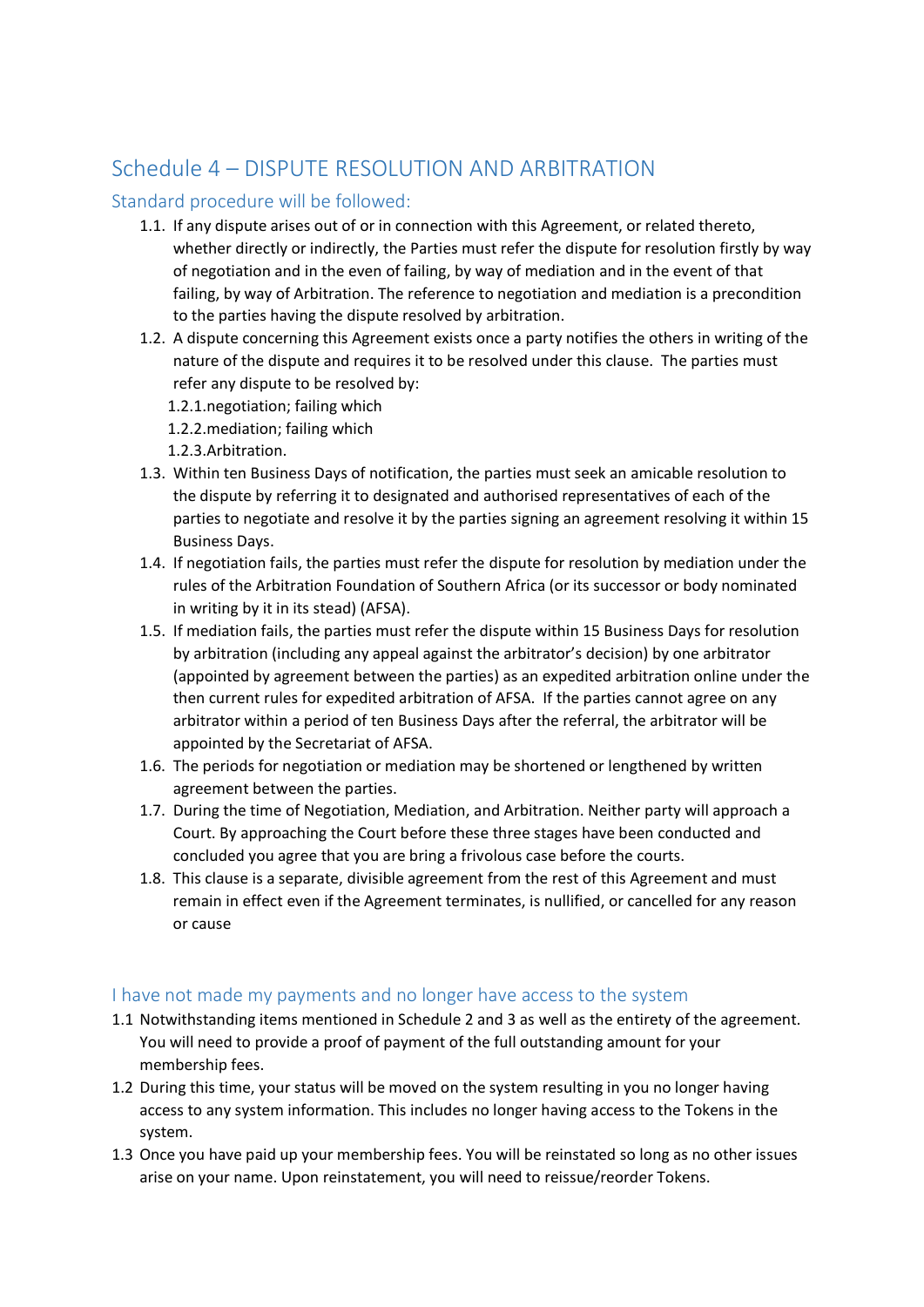# Schedule 4 – DISPUTE RESOLUTION AND ARBITRATION

## Standard procedure will be followed:

1.1. If any dispute arises out of or in connection with this Agreement, or related thereto, whether directly or indirectly, the Parties must refer the dispute for resolution firstly by way of negotiation and in the even of failing, by way of mediation and in the event of that failing, by way of Arbitration. The reference to negotiation and mediation is a precondition to the parties having the dispute resolved by arbitration.

1.2. A dispute concerning this Agreement exists once a party notifies the others in writing of the nature of the dispute and requires it to be resolved under this clause. The parties must refer any dispute to be resolved by:

 1.2.1. negotiation; failing which
 1.2.2. mediation; failing which
 1.2.3. Arbitration.

1.3. Within ten Business Days of notification, the parties must seek an amicable resolution to the dispute by referring it to designated and authorised representatives of each of the parties to negotiate and resolve it by the parties signing an agreement resolving it within 15 Business Days.

1.4. If negotiation fails, the parties must refer the dispute for resolution by mediation under the rules of the Arbitration Foundation of Southern Africa (or its successor or body nominated in writing by it in its stead) (AFSA).

1.5. If mediation fails, the parties must refer the dispute within 15 Business Days for resolution by arbitration (including any appeal against the arbitrator's decision) by one arbitrator (appointed by agreement between the parties) as an expedited arbitration online under the then current rules for expedited arbitration of AFSA. If the parties cannot agree on any arbitrator within a period of ten Business Days after the referral, the arbitrator will be appointed by the Secretariat of AFSA.

1.6. The periods for negotiation or mediation may be shortened or lengthened by written agreement between the parties.

1.7. During the time of Negotiation, Mediation, and Arbitration. Neither party will approach a Court. By approaching the Court before these three stages have been conducted and concluded you agree that you are bring a frivolous case before the courts.

1.8. This clause is a separate, divisible agreement from the rest of this Agreement and must remain in effect even if the Agreement terminates, is nullified, or cancelled for any reason or cause

## I have not made my payments and no longer have access to the system

1.1 Notwithstanding items mentioned in Schedule 2 and 3 as well as the entirety of the agreement. You will need to provide a proof of payment of the full outstanding amount for your membership fees.

1.2 During this time, your status will be moved on the system resulting in you no longer having access to any system information. This includes no longer having access to the Tokens in the system.

1.3 Once you have paid up your membership fees. You will be reinstated so long as no other issues arise on your name. Upon reinstatement, you will need to reissue/reorder Tokens.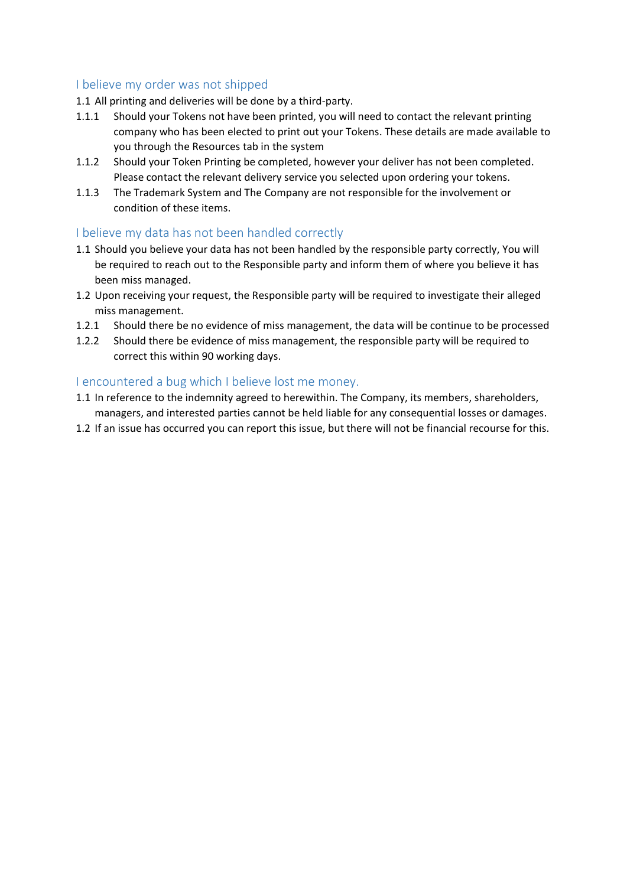## I believe my order was not shipped

1.1 All printing and deliveries will be done by a third-party.

1.1.1 Should your Tokens not have been printed, you will need to contact the relevant printing company who has been elected to print out your Tokens. These details are made available to you through the Resources tab in the system

1.1.2 Should your Token Printing be completed, however your deliver has not been completed. Please contact the relevant delivery service you selected upon ordering your tokens.

1.1.3 The Trademark System and The Company are not responsible for the involvement or condition of these items.

## I believe my data has not been handled correctly

1.1 Should you believe your data has not been handled by the responsible party correctly, You will be required to reach out to the Responsible party and inform them of where you believe it has been miss managed.

1.2 Upon receiving your request, the Responsible party will be required to investigate their alleged miss management.

1.2.1 Should there be no evidence of miss management, the data will be continue to be processed

1.2.2 Should there be evidence of miss management, the responsible party will be required to correct this within 90 working days.

## I encountered a bug which I believe lost me money.

1.1 In reference to the indemnity agreed to herewithin. The Company, its members, shareholders, managers, and interested parties cannot be held liable for any consequential losses or damages.

1.2 If an issue has occurred you can report this issue, but there will not be financial recourse for this.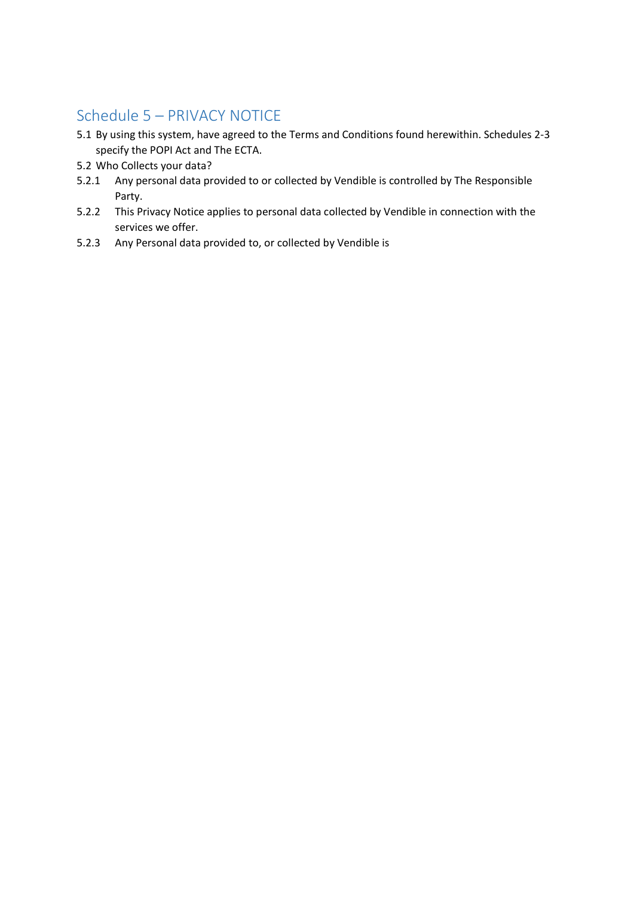## Schedule 5 – PRIVACY NOTICE

5.1 By using this system, have agreed to the Terms and Conditions found herewithin. Schedules 2-3 specify the POPI Act and The ECTA.

5.2 Who Collects your data?

5.2.1 Any personal data provided to or collected by Vendible is controlled by The Responsible Party.

5.2.2 This Privacy Notice applies to personal data collected by Vendible in connection with the services we offer.

5.2.3 Any Personal data provided to, or collected by Vendible is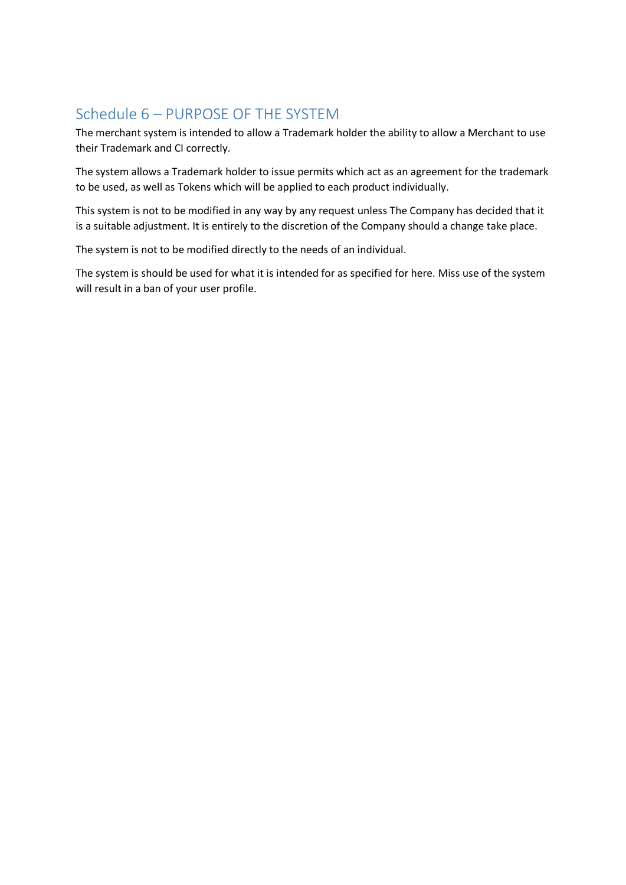## Schedule 6 – PURPOSE OF THE SYSTEM

The merchant system is intended to allow a Trademark holder the ability to allow a Merchant to use their Trademark and CI correctly.

The system allows a Trademark holder to issue permits which act as an agreement for the trademark to be used, as well as Tokens which will be applied to each product individually.

This system is not to be modified in any way by any request unless The Company has decided that it is a suitable adjustment. It is entirely to the discretion of the Company should a change take place.

The system is not to be modified directly to the needs of an individual.

The system is should be used for what it is intended for as specified for here. Miss use of the system will result in a ban of your user profile.